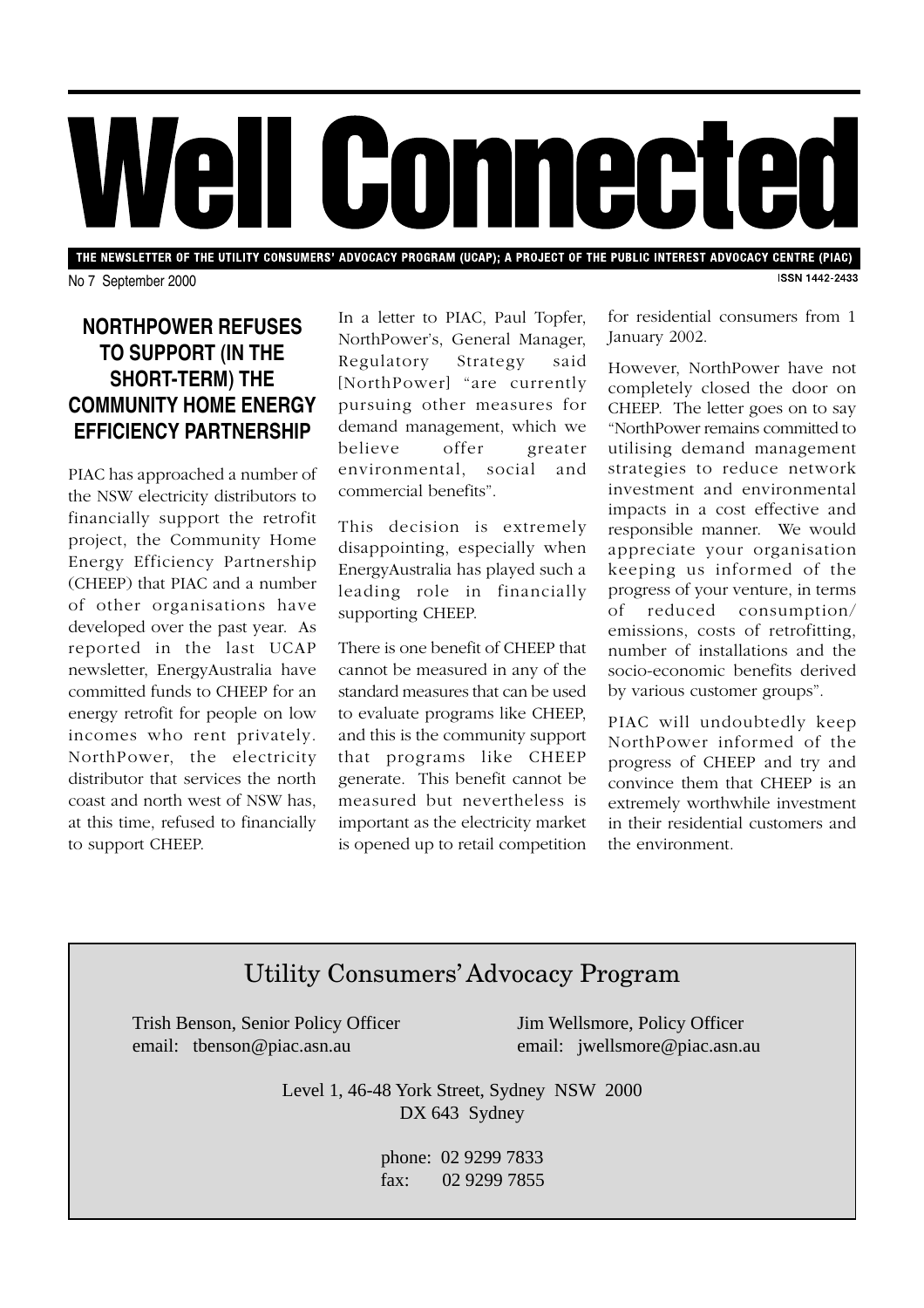# Well Connected

THE NEWSLETTER OF THE UTILITY CONSUMERS' ADVOCACY PROGRAM (UCAP); A PROJECT OF THE PUBLIC INTEREST ADVOCACY CENTRE (PIAC)

No 7 September 2000

ISSN 1442-2433

## NORTHPOWER REFUSES TO SUPPORT (IN THE SHORT-TERM) THE COMMUNITY HOME ENERGY EFFICIENCY PARTNERSHIP

PIAC has approached a number of the NSW electricity distributors to financially support the retrofit project, the Community Home Energy Efficiency Partnership (CHEEP) that PIAC and a number of other organisations have developed over the past year. As reported in the last UCAP newsletter, EnergyAustralia have committed funds to CHEEP for an energy retrofit for people on low incomes who rent privately. NorthPower, the electricity distributor that services the north coast and north west of NSW has, at this time, refused to financially to support CHEEP.

In a letter to PIAC, Paul Topfer, NorthPower's, General Manager, Regulatory Strategy said [NorthPower] "are currently pursuing other measures for demand management, which we believe offer greater environmental, social and commercial benefits".

This decision is extremely disappointing, especially when EnergyAustralia has played such a leading role in financially supporting CHEEP.

There is one benefit of CHEEP that cannot be measured in any of the standard measures that can be used to evaluate programs like CHEEP, and this is the community support that programs like CHEEP generate. This benefit cannot be measured but nevertheless is important as the electricity market is opened up to retail competition for residential consumers from 1 January 2002.

However, NorthPower have not completely closed the door on CHEEP. The letter goes on to say "NorthPower remains committed to utilising demand management strategies to reduce network investment and environmental impacts in a cost effective and responsible manner. We would appreciate your organisation keeping us informed of the progress of your venture, in terms of reduced consumption/ emissions, costs of retrofitting, number of installations and the socio-economic benefits derived by various customer groups".

PIAC will undoubtedly keep NorthPower informed of the progress of CHEEP and try and convince them that CHEEP is an extremely worthwhile investment in their residential customers and the environment.

---

## Utility Consumers' Advocacy Program

Trish Benson, Senior Policy Officer
email: tbenson@piac.asn.au

Jim Wellsmore, Policy Officer
email: jwellsmore@piac.asn.au

Level 1, 46-48 York Street, Sydney NSW 2000
DX 643 Sydney

phone: 02 9299 7833
fax: 02 9299 7855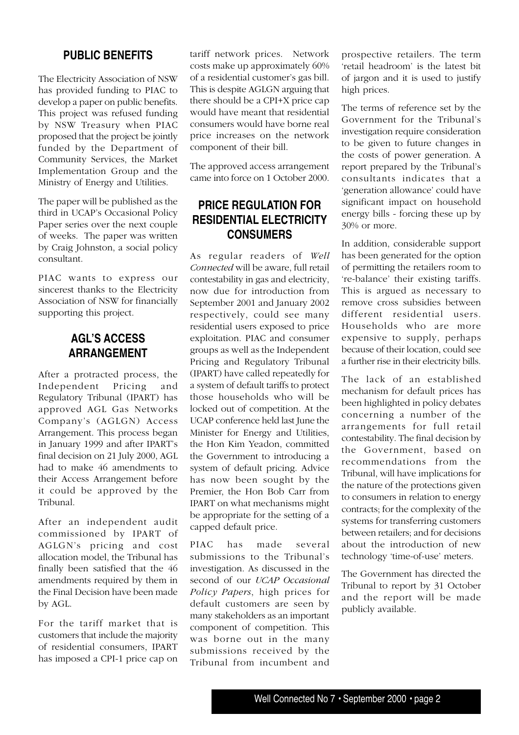## PUBLIC BENEFITS

The Electricity Association of NSW has provided funding to PIAC to develop a paper on public benefits. This project was refused funding by NSW Treasury when PIAC proposed that the project be jointly funded by the Department of Community Services, the Market Implementation Group and the Ministry of Energy and Utilities.

The paper will be published as the third in UCAP's Occasional Policy Paper series over the next couple of weeks. The paper was written by Craig Johnston, a social policy consultant.

PIAC wants to express our sincerest thanks to the Electricity Association of NSW for financially supporting this project.

## AGL'S ACCESS ARRANGEMENT

After a protracted process, the Independent Pricing and Regulatory Tribunal (IPART) has approved AGL Gas Networks Company's (AGLGN) Access Arrangement. This process began in January 1999 and after IPART's final decision on 21 July 2000, AGL had to make 46 amendments to their Access Arrangement before it could be approved by the Tribunal.

After an independent audit commissioned by IPART of AGLGN's pricing and cost allocation model, the Tribunal has finally been satisfied that the 46 amendments required by them in the Final Decision have been made by AGL.

For the tariff market that is customers that include the majority of residential consumers, IPART has imposed a CPI-1 price cap on tariff network prices. Network costs make up approximately 60% of a residential customer's gas bill. This is despite AGLGN arguing that there should be a CPI+X price cap would have meant that residential consumers would have borne real price increases on the network component of their bill.

The approved access arrangement came into force on 1 October 2000.

## PRICE REGULATION FOR RESIDENTIAL ELECTRICITY CONSUMERS

As regular readers of *Well Connected* will be aware, full retail contestability in gas and electricity, now due for introduction from September 2001 and January 2002 respectively, could see many residential users exposed to price exploitation. PIAC and consumer groups as well as the Independent Pricing and Regulatory Tribunal (IPART) have called repeatedly for a system of default tariffs to protect those households who will be locked out of competition. At the UCAP conference held last June the Minister for Energy and Utilities, the Hon Kim Yeadon, committed the Government to introducing a system of default pricing. Advice has now been sought by the Premier, the Hon Bob Carr from IPART on what mechanisms might be appropriate for the setting of a capped default price.

PIAC has made several submissions to the Tribunal's investigation. As discussed in the second of our *UCAP Occasional Policy Papers*, high prices for default customers are seen by many stakeholders as an important component of competition. This was borne out in the many submissions received by the Tribunal from incumbent and prospective retailers. The term 'retail headroom' is the latest bit of jargon and it is used to justify high prices.

The terms of reference set by the Government for the Tribunal's investigation require consideration to be given to future changes in the costs of power generation. A report prepared by the Tribunal's consultants indicates that a 'generation allowance' could have significant impact on household energy bills - forcing these up by 30% or more.

In addition, considerable support has been generated for the option of permitting the retailers room to 're-balance' their existing tariffs. This is argued as necessary to remove cross subsidies between different residential users. Households who are more expensive to supply, perhaps because of their location, could see a further rise in their electricity bills.

The lack of an established mechanism for default prices has been highlighted in policy debates concerning a number of the arrangements for full retail contestability. The final decision by the Government, based on recommendations from the Tribunal, will have implications for the nature of the protections given to consumers in relation to energy contracts; for the complexity of the systems for transferring customers between retailers; and for decisions about the introduction of new technology 'time-of-use' meters.

The Government has directed the Tribunal to report by 31 October and the report will be made publicly available.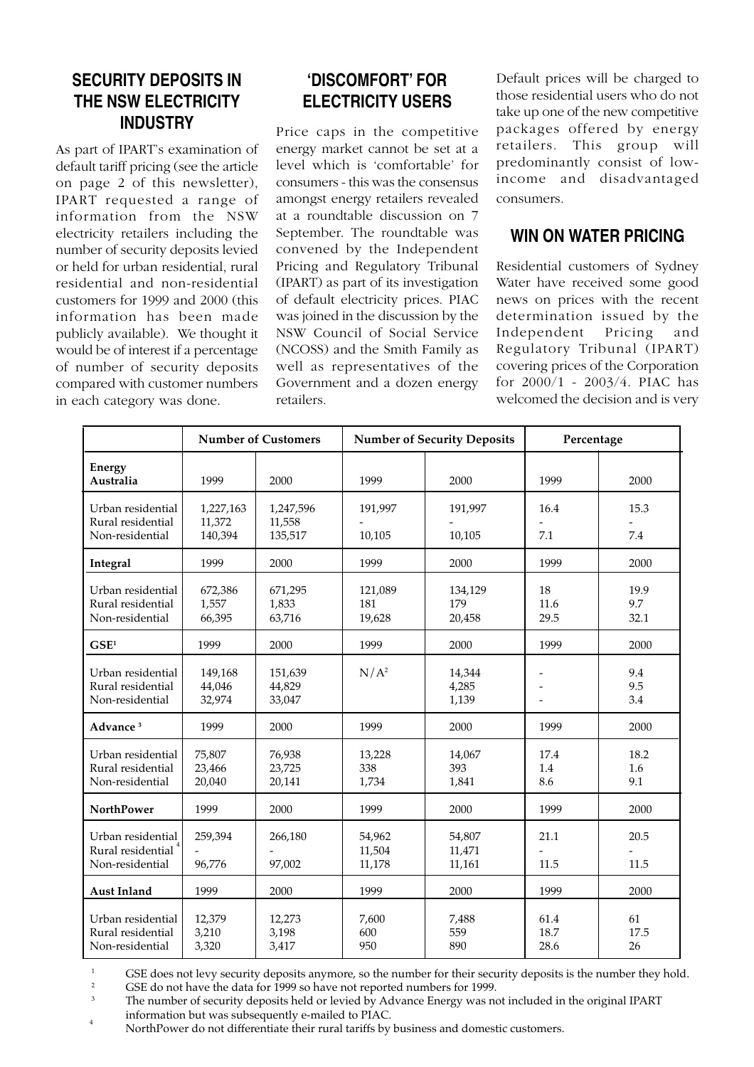## SECURITY DEPOSITS IN THE NSW ELECTRICITY INDUSTRY

As part of IPART's examination of default tariff pricing (see the article on page 2 of this newsletter), IPART requested a range of information from the NSW electricity retailers including the number of security deposits levied or held for urban residential, rural residential and non-residential customers for 1999 and 2000 (this information has been made publicly available). We thought it would be of interest if a percentage of number of security deposits compared with customer numbers in each category was done.

## 'DISCOMFORT' FOR ELECTRICITY USERS

Price caps in the competitive energy market cannot be set at a level which is 'comfortable' for consumers - this was the consensus amongst energy retailers revealed at a roundtable discussion on 7 September. The roundtable was convened by the Independent Pricing and Regulatory Tribunal (IPART) as part of its investigation of default electricity prices. PIAC was joined in the discussion by the NSW Council of Social Service (NCOSS) and the Smith Family as well as representatives of the Government and a dozen energy retailers.

Default prices will be charged to those residential users who do not take up one of the new competitive packages offered by energy retailers. This group will predominantly consist of low-income and disadvantaged consumers.

## WIN ON WATER PRICING

Residential customers of Sydney Water have received some good news on prices with the recent determination issued by the Independent Pricing and Regulatory Tribunal (IPART) covering prices of the Corporation for 2000/1 - 2003/4. PIAC has welcomed the decision and is very

| | Number of Customers | | Number of Security Deposits | | Percentage | |
|---|---|---|---|---|---|---|
| **Energy Australia** | 1999 | 2000 | 1999 | 2000 | 1999 | 2000 |
| Urban residential | 1,227,163 | 1,247,596 | 191,997 | 191,997 | 16.4 | 15.3 |
| Rural residential | 11,372 | 11,558 | - | - | - | - |
| Non-residential | 140,394 | 135,517 | 10,105 | 10,105 | 7.1 | 7.4 |
| **Integral** | 1999 | 2000 | 1999 | 2000 | 1999 | 2000 |
| Urban residential | 672,386 | 671,295 | 121,089 | 134,129 | 18 | 19.9 |
| Rural residential | 1,557 | 1,833 | 181 | 179 | 11.6 | 9.7 |
| Non-residential | 66,395 | 63,716 | 19,628 | 20,458 | 29.5 | 32.1 |
| **GSE**[1] | 1999 | 2000 | 1999 | 2000 | 1999 | 2000 |
| Urban residential | 149,168 | 151,639 | N/A[2] | 14,344 | - | 9.4 |
| Rural residential | 44,046 | 44,829 | | 4,285 | - | 9.5 |
| Non-residential | 32,974 | 33,047 | | 1,139 | - | 3.4 |
| **Advance**[3] | 1999 | 2000 | 1999 | 2000 | 1999 | 2000 |
| Urban residential | 75,807 | 76,938 | 13,228 | 14,067 | 17.4 | 18.2 |
| Rural residential | 23,466 | 23,725 | 338 | 393 | 1.4 | 1.6 |
| Non-residential | 20,040 | 20,141 | 1,734 | 1,841 | 8.6 | 9.1 |
| **NorthPower** | 1999 | 2000 | 1999 | 2000 | 1999 | 2000 |
| Urban residential | 259,394 | 266,180 | 54,962 | 54,807 | 21.1 | 20.5 |
| Rural residential[4] | - | - | 11,504 | 11,471 | - | - |
| Non-residential | 96,776 | 97,002 | 11,178 | 11,161 | 11.5 | 11.5 |
| **Aust Inland** | 1999 | 2000 | 1999 | 2000 | 1999 | 2000 |
| Urban residential | 12,379 | 12,273 | 7,600 | 7,488 | 61.4 | 61 |
| Rural residential | 3,210 | 3,198 | 600 | 559 | 18.7 | 17.5 |
| Non-residential | 3,320 | 3,417 | 950 | 890 | 28.6 | 26 |

[1] GSE does not levy security deposits anymore, so the number for their security deposits is the number they hold.

[2] GSE do not have the data for 1999 so have not reported numbers for 1999.

[3] The number of security deposits held or levied by Advance Energy was not included in the original IPART information but was subsequently e-mailed to PIAC.

[4] NorthPower do not differentiate their rural tariffs by business and domestic customers.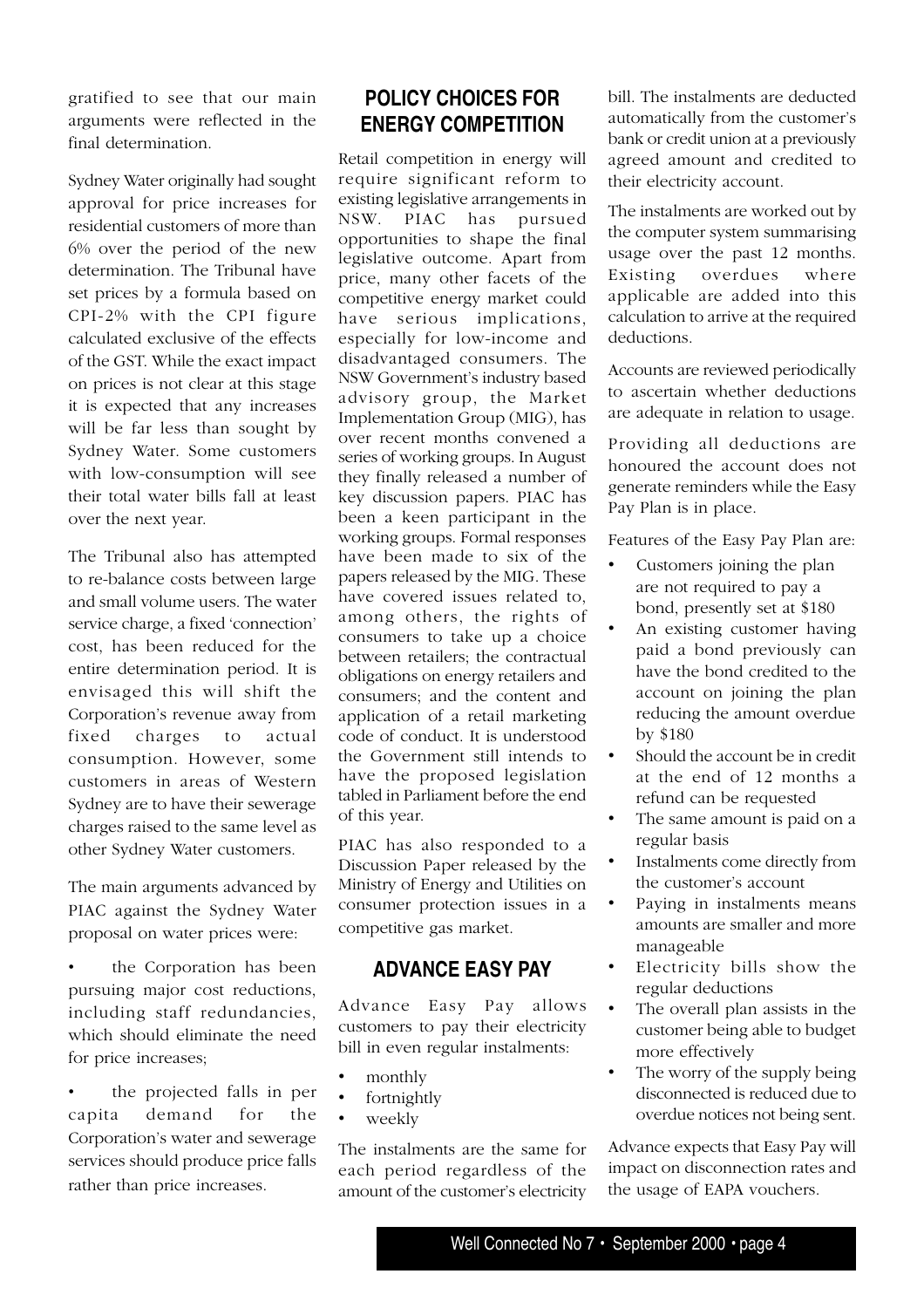gratified to see that our main arguments were reflected in the final determination.

Sydney Water originally had sought approval for price increases for residential customers of more than 6% over the period of the new determination. The Tribunal have set prices by a formula based on CPI-2% with the CPI figure calculated exclusive of the effects of the GST. While the exact impact on prices is not clear at this stage it is expected that any increases will be far less than sought by Sydney Water. Some customers with low-consumption will see their total water bills fall at least over the next year.

The Tribunal also has attempted to re-balance costs between large and small volume users. The water service charge, a fixed 'connection' cost, has been reduced for the entire determination period. It is envisaged this will shift the Corporation's revenue away from fixed charges to actual consumption. However, some customers in areas of Western Sydney are to have their sewerage charges raised to the same level as other Sydney Water customers.

The main arguments advanced by PIAC against the Sydney Water proposal on water prices were:

- the Corporation has been pursuing major cost reductions, including staff redundancies, which should eliminate the need for price increases;
- the projected falls in per capita demand for the Corporation's water and sewerage services should produce price falls rather than price increases.

## POLICY CHOICES FOR ENERGY COMPETITION

Retail competition in energy will require significant reform to existing legislative arrangements in NSW. PIAC has pursued opportunities to shape the final legislative outcome. Apart from price, many other facets of the competitive energy market could have serious implications, especially for low-income and disadvantaged consumers. The NSW Government's industry based advisory group, the Market Implementation Group (MIG), has over recent months convened a series of working groups. In August they finally released a number of key discussion papers. PIAC has been a keen participant in the working groups. Formal responses have been made to six of the papers released by the MIG. These have covered issues related to, among others, the rights of consumers to take up a choice between retailers; the contractual obligations on energy retailers and consumers; and the content and application of a retail marketing code of conduct. It is understood the Government still intends to have the proposed legislation tabled in Parliament before the end of this year.

PIAC has also responded to a Discussion Paper released by the Ministry of Energy and Utilities on consumer protection issues in a competitive gas market.

## ADVANCE EASY PAY

Advance Easy Pay allows customers to pay their electricity bill in even regular instalments:

- monthly
- fortnightly
- weekly

The instalments are the same for each period regardless of the amount of the customer's electricity bill. The instalments are deducted automatically from the customer's bank or credit union at a previously agreed amount and credited to their electricity account.

The instalments are worked out by the computer system summarising usage over the past 12 months. Existing overdues where applicable are added into this calculation to arrive at the required deductions.

Accounts are reviewed periodically to ascertain whether deductions are adequate in relation to usage.

Providing all deductions are honoured the account does not generate reminders while the Easy Pay Plan is in place.

Features of the Easy Pay Plan are:

- Customers joining the plan are not required to pay a bond, presently set at $180
- An existing customer having paid a bond previously can have the bond credited to the account on joining the plan reducing the amount overdue by $180
- Should the account be in credit at the end of 12 months a refund can be requested
- The same amount is paid on a regular basis
- Instalments come directly from the customer's account
- Paying in instalments means amounts are smaller and more manageable
- Electricity bills show the regular deductions
- The overall plan assists in the customer being able to budget more effectively
- The worry of the supply being disconnected is reduced due to overdue notices not being sent.

Advance expects that Easy Pay will impact on disconnection rates and the usage of EAPA vouchers.